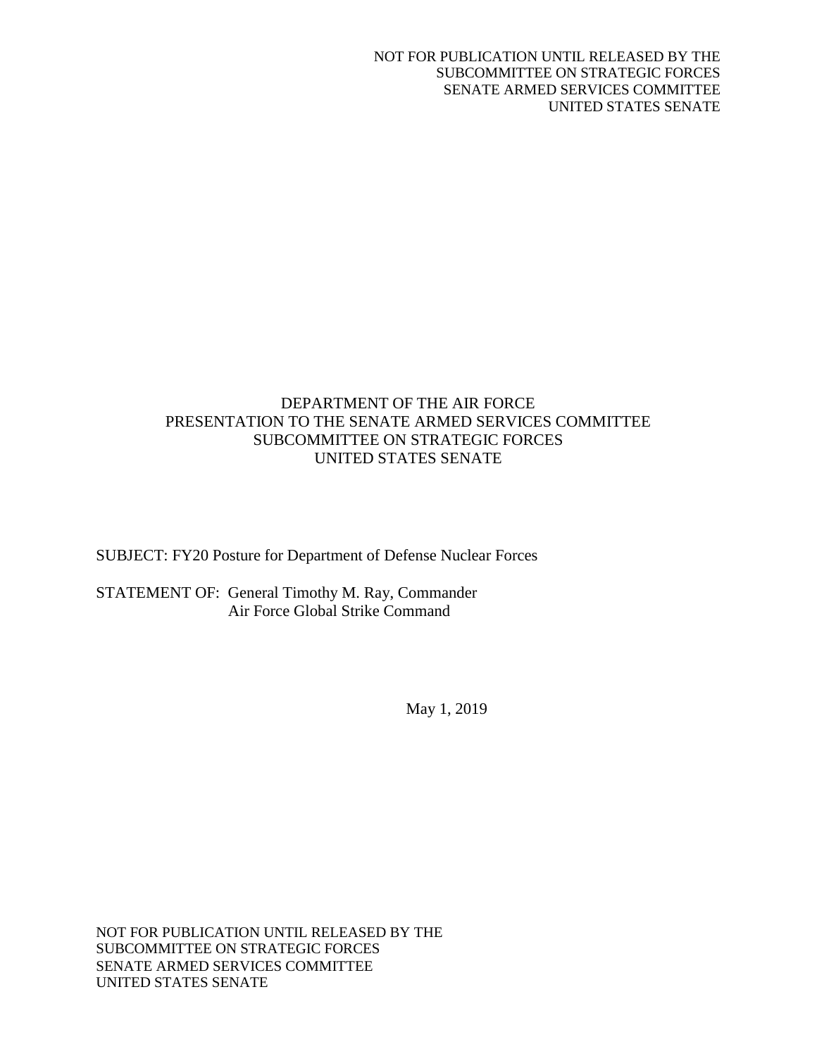NOT FOR PUBLICATION UNTIL RELEASED BY THE
SUBCOMMITTEE ON STRATEGIC FORCES
SENATE ARMED SERVICES COMMITTEE
UNITED STATES SENATE

DEPARTMENT OF THE AIR FORCE
PRESENTATION TO THE SENATE ARMED SERVICES COMMITTEE
SUBCOMMITTEE ON STRATEGIC FORCES
UNITED STATES SENATE

SUBJECT: FY20 Posture for Department of Defense Nuclear Forces

STATEMENT OF: General Timothy M. Ray, Commander
Air Force Global Strike Command

May 1, 2019

NOT FOR PUBLICATION UNTIL RELEASED BY THE
SUBCOMMITTEE ON STRATEGIC FORCES
SENATE ARMED SERVICES COMMITTEE
UNITED STATES SENATE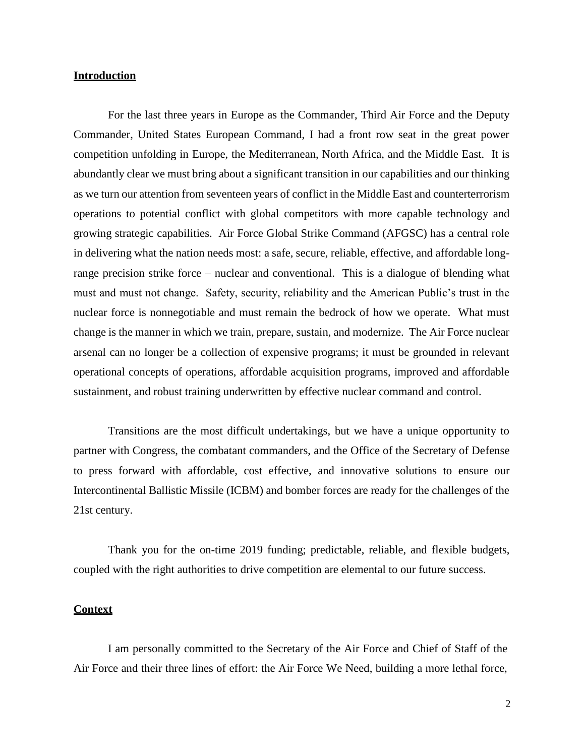## Introduction

For the last three years in Europe as the Commander, Third Air Force and the Deputy Commander, United States European Command, I had a front row seat in the great power competition unfolding in Europe, the Mediterranean, North Africa, and the Middle East. It is abundantly clear we must bring about a significant transition in our capabilities and our thinking as we turn our attention from seventeen years of conflict in the Middle East and counterterrorism operations to potential conflict with global competitors with more capable technology and growing strategic capabilities. Air Force Global Strike Command (AFGSC) has a central role in delivering what the nation needs most: a safe, secure, reliable, effective, and affordable long-range precision strike force – nuclear and conventional. This is a dialogue of blending what must and must not change. Safety, security, reliability and the American Public's trust in the nuclear force is nonnegotiable and must remain the bedrock of how we operate. What must change is the manner in which we train, prepare, sustain, and modernize. The Air Force nuclear arsenal can no longer be a collection of expensive programs; it must be grounded in relevant operational concepts of operations, affordable acquisition programs, improved and affordable sustainment, and robust training underwritten by effective nuclear command and control.

Transitions are the most difficult undertakings, but we have a unique opportunity to partner with Congress, the combatant commanders, and the Office of the Secretary of Defense to press forward with affordable, cost effective, and innovative solutions to ensure our Intercontinental Ballistic Missile (ICBM) and bomber forces are ready for the challenges of the 21st century.

Thank you for the on-time 2019 funding; predictable, reliable, and flexible budgets, coupled with the right authorities to drive competition are elemental to our future success.

## Context

I am personally committed to the Secretary of the Air Force and Chief of Staff of the Air Force and their three lines of effort: the Air Force We Need, building a more lethal force,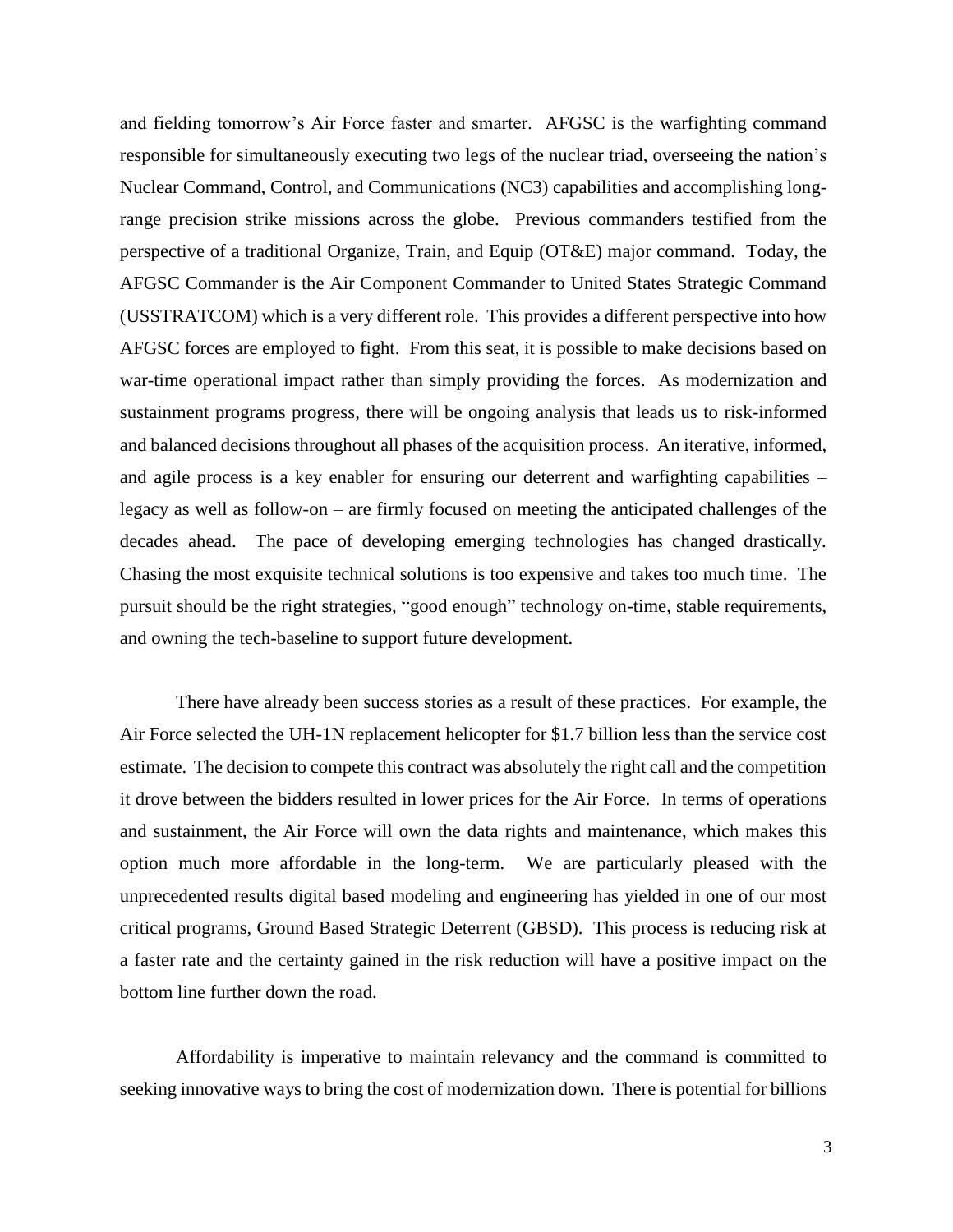and fielding tomorrow's Air Force faster and smarter. AFGSC is the warfighting command responsible for simultaneously executing two legs of the nuclear triad, overseeing the nation's Nuclear Command, Control, and Communications (NC3) capabilities and accomplishing long-range precision strike missions across the globe. Previous commanders testified from the perspective of a traditional Organize, Train, and Equip (OT&E) major command. Today, the AFGSC Commander is the Air Component Commander to United States Strategic Command (USSTRATCOM) which is a very different role. This provides a different perspective into how AFGSC forces are employed to fight. From this seat, it is possible to make decisions based on war-time operational impact rather than simply providing the forces. As modernization and sustainment programs progress, there will be ongoing analysis that leads us to risk-informed and balanced decisions throughout all phases of the acquisition process. An iterative, informed, and agile process is a key enabler for ensuring our deterrent and warfighting capabilities – legacy as well as follow-on – are firmly focused on meeting the anticipated challenges of the decades ahead. The pace of developing emerging technologies has changed drastically. Chasing the most exquisite technical solutions is too expensive and takes too much time. The pursuit should be the right strategies, "good enough" technology on-time, stable requirements, and owning the tech-baseline to support future development.

There have already been success stories as a result of these practices. For example, the Air Force selected the UH-1N replacement helicopter for $1.7 billion less than the service cost estimate. The decision to compete this contract was absolutely the right call and the competition it drove between the bidders resulted in lower prices for the Air Force. In terms of operations and sustainment, the Air Force will own the data rights and maintenance, which makes this option much more affordable in the long-term. We are particularly pleased with the unprecedented results digital based modeling and engineering has yielded in one of our most critical programs, Ground Based Strategic Deterrent (GBSD). This process is reducing risk at a faster rate and the certainty gained in the risk reduction will have a positive impact on the bottom line further down the road.

Affordability is imperative to maintain relevancy and the command is committed to seeking innovative ways to bring the cost of modernization down. There is potential for billions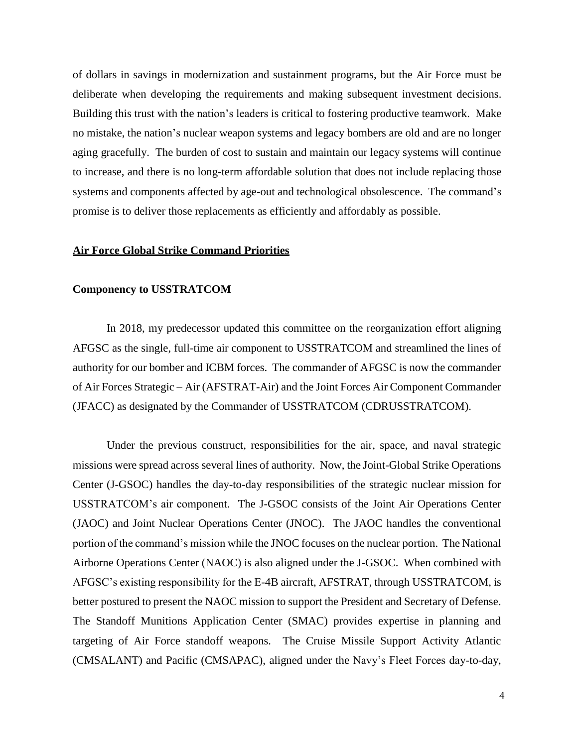of dollars in savings in modernization and sustainment programs, but the Air Force must be deliberate when developing the requirements and making subsequent investment decisions. Building this trust with the nation's leaders is critical to fostering productive teamwork. Make no mistake, the nation's nuclear weapon systems and legacy bombers are old and are no longer aging gracefully. The burden of cost to sustain and maintain our legacy systems will continue to increase, and there is no long-term affordable solution that does not include replacing those systems and components affected by age-out and technological obsolescence. The command's promise is to deliver those replacements as efficiently and affordably as possible.

## Air Force Global Strike Command Priorities

### Componency to USSTRATCOM

In 2018, my predecessor updated this committee on the reorganization effort aligning AFGSC as the single, full-time air component to USSTRATCOM and streamlined the lines of authority for our bomber and ICBM forces. The commander of AFGSC is now the commander of Air Forces Strategic – Air (AFSTRAT-Air) and the Joint Forces Air Component Commander (JFACC) as designated by the Commander of USSTRATCOM (CDRUSSTRATCOM).

Under the previous construct, responsibilities for the air, space, and naval strategic missions were spread across several lines of authority. Now, the Joint-Global Strike Operations Center (J-GSOC) handles the day-to-day responsibilities of the strategic nuclear mission for USSTRATCOM's air component. The J-GSOC consists of the Joint Air Operations Center (JAOC) and Joint Nuclear Operations Center (JNOC). The JAOC handles the conventional portion of the command's mission while the JNOC focuses on the nuclear portion. The National Airborne Operations Center (NAOC) is also aligned under the J-GSOC. When combined with AFGSC's existing responsibility for the E-4B aircraft, AFSTRAT, through USSTRATCOM, is better postured to present the NAOC mission to support the President and Secretary of Defense. The Standoff Munitions Application Center (SMAC) provides expertise in planning and targeting of Air Force standoff weapons. The Cruise Missile Support Activity Atlantic (CMSALANT) and Pacific (CMSAPAC), aligned under the Navy's Fleet Forces day-to-day,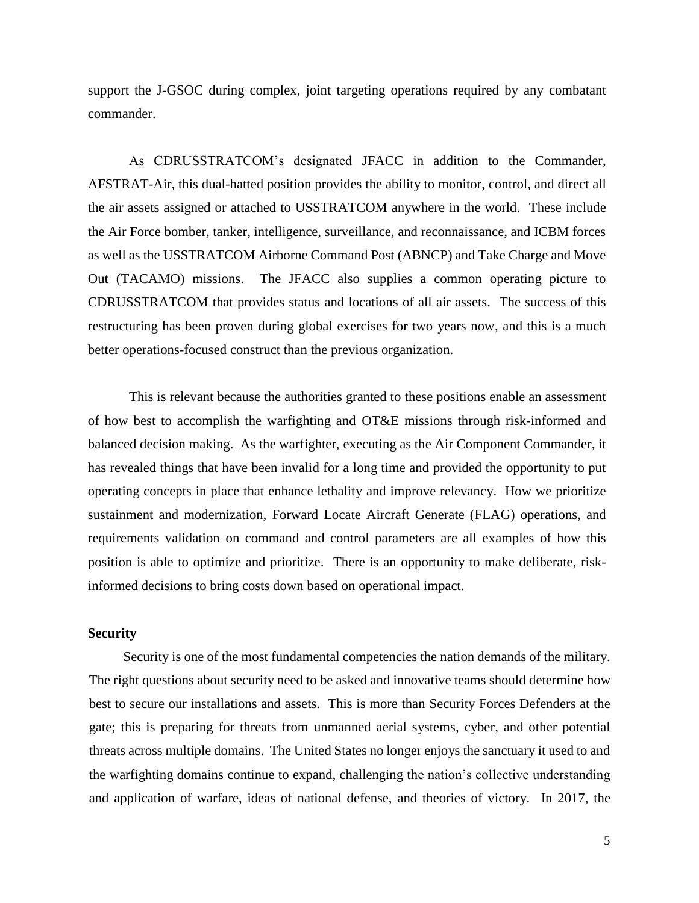support the J-GSOC during complex, joint targeting operations required by any combatant commander.

As CDRUSSTRATCOM's designated JFACC in addition to the Commander, AFSTRAT-Air, this dual-hatted position provides the ability to monitor, control, and direct all the air assets assigned or attached to USSTRATCOM anywhere in the world. These include the Air Force bomber, tanker, intelligence, surveillance, and reconnaissance, and ICBM forces as well as the USSTRATCOM Airborne Command Post (ABNCP) and Take Charge and Move Out (TACAMO) missions. The JFACC also supplies a common operating picture to CDRUSSTRATCOM that provides status and locations of all air assets. The success of this restructuring has been proven during global exercises for two years now, and this is a much better operations-focused construct than the previous organization.

This is relevant because the authorities granted to these positions enable an assessment of how best to accomplish the warfighting and OT&E missions through risk-informed and balanced decision making. As the warfighter, executing as the Air Component Commander, it has revealed things that have been invalid for a long time and provided the opportunity to put operating concepts in place that enhance lethality and improve relevancy. How we prioritize sustainment and modernization, Forward Locate Aircraft Generate (FLAG) operations, and requirements validation on command and control parameters are all examples of how this position is able to optimize and prioritize. There is an opportunity to make deliberate, risk-informed decisions to bring costs down based on operational impact.

**Security**

Security is one of the most fundamental competencies the nation demands of the military. The right questions about security need to be asked and innovative teams should determine how best to secure our installations and assets. This is more than Security Forces Defenders at the gate; this is preparing for threats from unmanned aerial systems, cyber, and other potential threats across multiple domains. The United States no longer enjoys the sanctuary it used to and the warfighting domains continue to expand, challenging the nation's collective understanding and application of warfare, ideas of national defense, and theories of victory. In 2017, the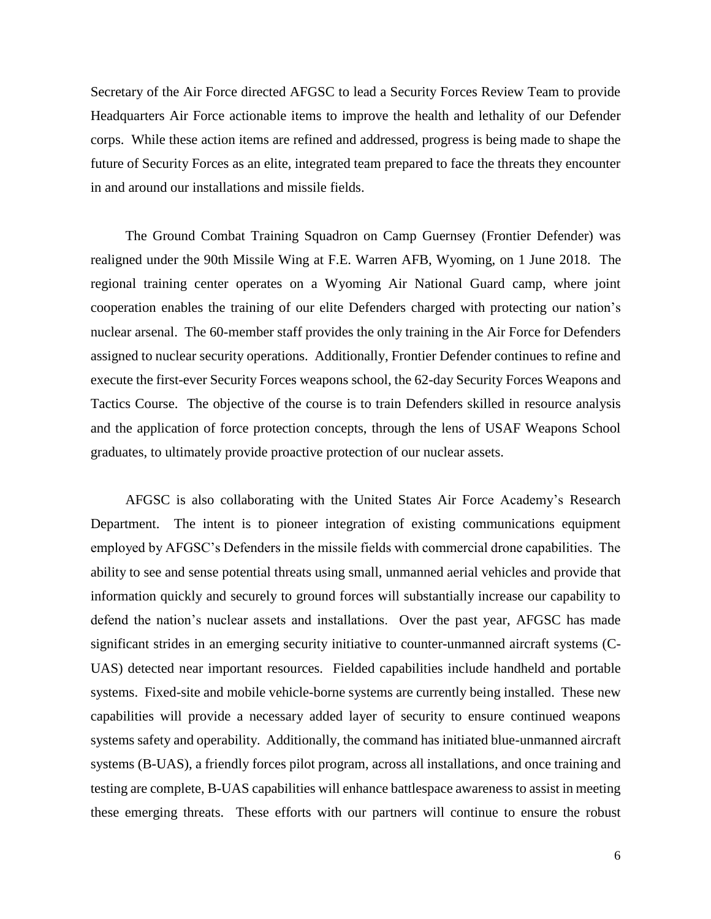Secretary of the Air Force directed AFGSC to lead a Security Forces Review Team to provide Headquarters Air Force actionable items to improve the health and lethality of our Defender corps. While these action items are refined and addressed, progress is being made to shape the future of Security Forces as an elite, integrated team prepared to face the threats they encounter in and around our installations and missile fields.

The Ground Combat Training Squadron on Camp Guernsey (Frontier Defender) was realigned under the 90th Missile Wing at F.E. Warren AFB, Wyoming, on 1 June 2018. The regional training center operates on a Wyoming Air National Guard camp, where joint cooperation enables the training of our elite Defenders charged with protecting our nation's nuclear arsenal. The 60-member staff provides the only training in the Air Force for Defenders assigned to nuclear security operations. Additionally, Frontier Defender continues to refine and execute the first-ever Security Forces weapons school, the 62-day Security Forces Weapons and Tactics Course. The objective of the course is to train Defenders skilled in resource analysis and the application of force protection concepts, through the lens of USAF Weapons School graduates, to ultimately provide proactive protection of our nuclear assets.

AFGSC is also collaborating with the United States Air Force Academy's Research Department. The intent is to pioneer integration of existing communications equipment employed by AFGSC's Defenders in the missile fields with commercial drone capabilities. The ability to see and sense potential threats using small, unmanned aerial vehicles and provide that information quickly and securely to ground forces will substantially increase our capability to defend the nation's nuclear assets and installations. Over the past year, AFGSC has made significant strides in an emerging security initiative to counter-unmanned aircraft systems (C-UAS) detected near important resources. Fielded capabilities include handheld and portable systems. Fixed-site and mobile vehicle-borne systems are currently being installed. These new capabilities will provide a necessary added layer of security to ensure continued weapons systems safety and operability. Additionally, the command has initiated blue-unmanned aircraft systems (B-UAS), a friendly forces pilot program, across all installations, and once training and testing are complete, B-UAS capabilities will enhance battlespace awareness to assist in meeting these emerging threats. These efforts with our partners will continue to ensure the robust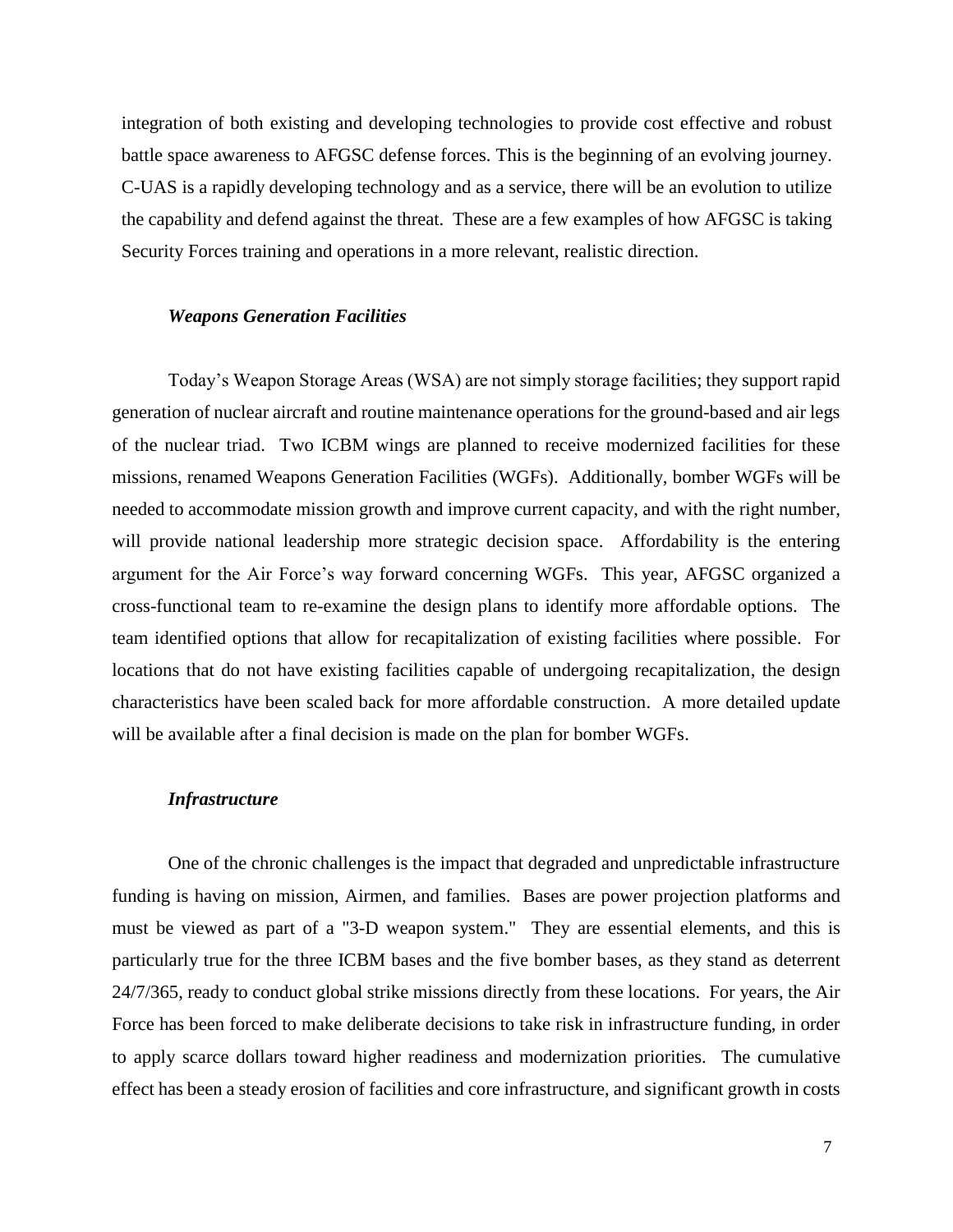integration of both existing and developing technologies to provide cost effective and robust battle space awareness to AFGSC defense forces. This is the beginning of an evolving journey. C-UAS is a rapidly developing technology and as a service, there will be an evolution to utilize the capability and defend against the threat. These are a few examples of how AFGSC is taking Security Forces training and operations in a more relevant, realistic direction.

***Weapons Generation Facilities***

Today's Weapon Storage Areas (WSA) are not simply storage facilities; they support rapid generation of nuclear aircraft and routine maintenance operations for the ground-based and air legs of the nuclear triad. Two ICBM wings are planned to receive modernized facilities for these missions, renamed Weapons Generation Facilities (WGFs). Additionally, bomber WGFs will be needed to accommodate mission growth and improve current capacity, and with the right number, will provide national leadership more strategic decision space. Affordability is the entering argument for the Air Force's way forward concerning WGFs. This year, AFGSC organized a cross-functional team to re-examine the design plans to identify more affordable options. The team identified options that allow for recapitalization of existing facilities where possible. For locations that do not have existing facilities capable of undergoing recapitalization, the design characteristics have been scaled back for more affordable construction. A more detailed update will be available after a final decision is made on the plan for bomber WGFs.

***Infrastructure***

One of the chronic challenges is the impact that degraded and unpredictable infrastructure funding is having on mission, Airmen, and families. Bases are power projection platforms and must be viewed as part of a "3-D weapon system." They are essential elements, and this is particularly true for the three ICBM bases and the five bomber bases, as they stand as deterrent 24/7/365, ready to conduct global strike missions directly from these locations. For years, the Air Force has been forced to make deliberate decisions to take risk in infrastructure funding, in order to apply scarce dollars toward higher readiness and modernization priorities. The cumulative effect has been a steady erosion of facilities and core infrastructure, and significant growth in costs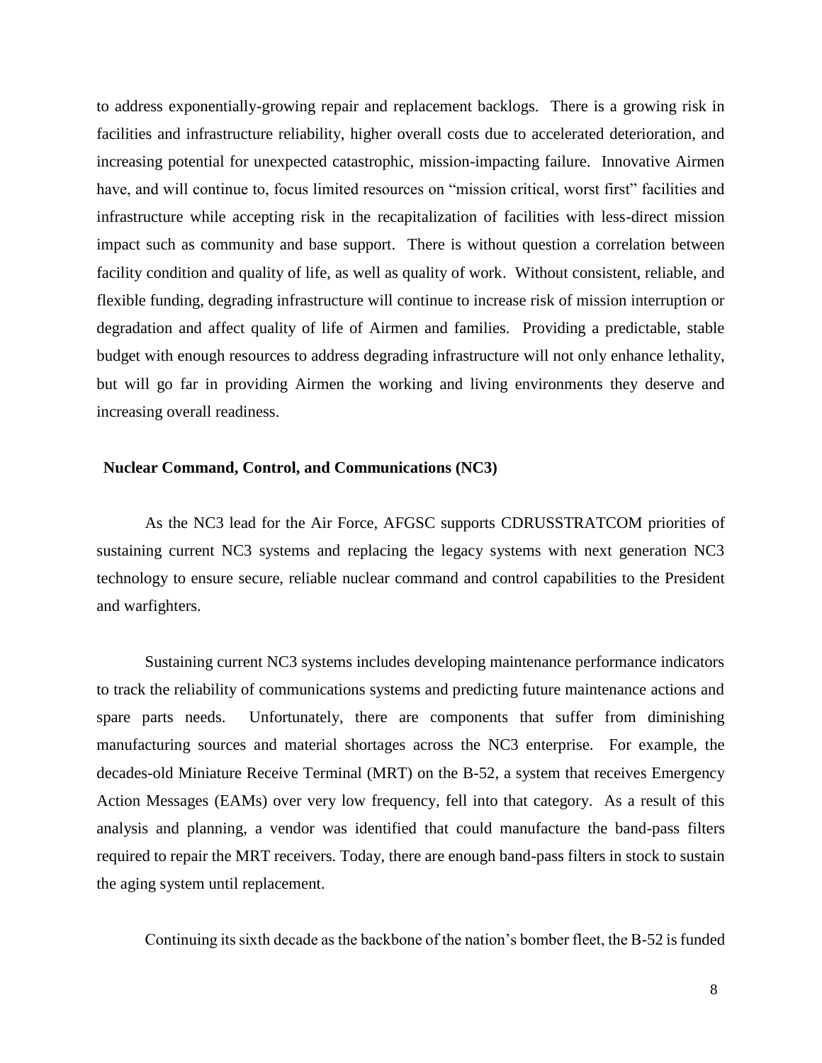to address exponentially-growing repair and replacement backlogs. There is a growing risk in facilities and infrastructure reliability, higher overall costs due to accelerated deterioration, and increasing potential for unexpected catastrophic, mission-impacting failure. Innovative Airmen have, and will continue to, focus limited resources on "mission critical, worst first" facilities and infrastructure while accepting risk in the recapitalization of facilities with less-direct mission impact such as community and base support. There is without question a correlation between facility condition and quality of life, as well as quality of work. Without consistent, reliable, and flexible funding, degrading infrastructure will continue to increase risk of mission interruption or degradation and affect quality of life of Airmen and families. Providing a predictable, stable budget with enough resources to address degrading infrastructure will not only enhance lethality, but will go far in providing Airmen the working and living environments they deserve and increasing overall readiness.

## Nuclear Command, Control, and Communications (NC3)

As the NC3 lead for the Air Force, AFGSC supports CDRUSSTRATCOM priorities of sustaining current NC3 systems and replacing the legacy systems with next generation NC3 technology to ensure secure, reliable nuclear command and control capabilities to the President and warfighters.

Sustaining current NC3 systems includes developing maintenance performance indicators to track the reliability of communications systems and predicting future maintenance actions and spare parts needs. Unfortunately, there are components that suffer from diminishing manufacturing sources and material shortages across the NC3 enterprise. For example, the decades-old Miniature Receive Terminal (MRT) on the B-52, a system that receives Emergency Action Messages (EAMs) over very low frequency, fell into that category. As a result of this analysis and planning, a vendor was identified that could manufacture the band-pass filters required to repair the MRT receivers. Today, there are enough band-pass filters in stock to sustain the aging system until replacement.

Continuing its sixth decade as the backbone of the nation's bomber fleet, the B-52 is funded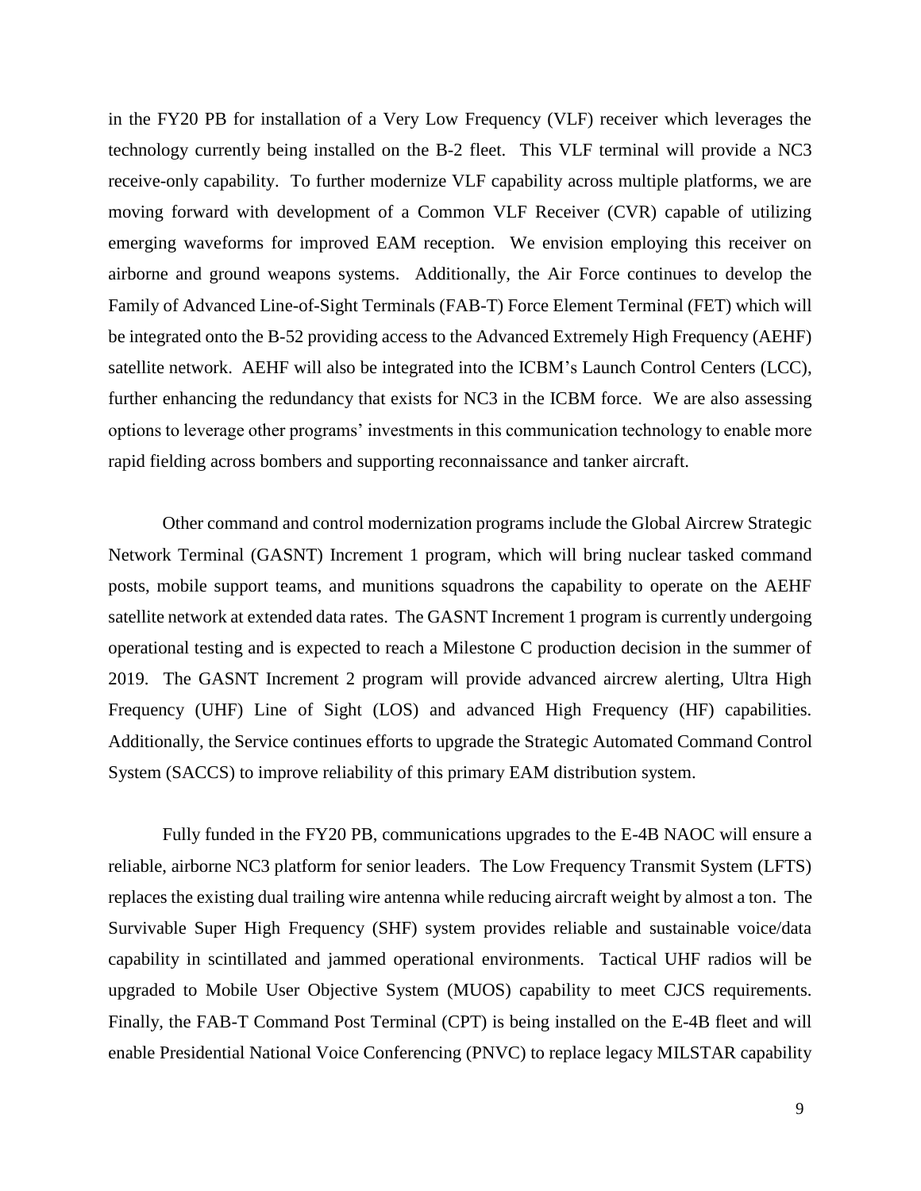in the FY20 PB for installation of a Very Low Frequency (VLF) receiver which leverages the technology currently being installed on the B-2 fleet. This VLF terminal will provide a NC3 receive-only capability. To further modernize VLF capability across multiple platforms, we are moving forward with development of a Common VLF Receiver (CVR) capable of utilizing emerging waveforms for improved EAM reception. We envision employing this receiver on airborne and ground weapons systems. Additionally, the Air Force continues to develop the Family of Advanced Line-of-Sight Terminals (FAB-T) Force Element Terminal (FET) which will be integrated onto the B-52 providing access to the Advanced Extremely High Frequency (AEHF) satellite network. AEHF will also be integrated into the ICBM's Launch Control Centers (LCC), further enhancing the redundancy that exists for NC3 in the ICBM force. We are also assessing options to leverage other programs' investments in this communication technology to enable more rapid fielding across bombers and supporting reconnaissance and tanker aircraft.

Other command and control modernization programs include the Global Aircrew Strategic Network Terminal (GASNT) Increment 1 program, which will bring nuclear tasked command posts, mobile support teams, and munitions squadrons the capability to operate on the AEHF satellite network at extended data rates. The GASNT Increment 1 program is currently undergoing operational testing and is expected to reach a Milestone C production decision in the summer of 2019. The GASNT Increment 2 program will provide advanced aircrew alerting, Ultra High Frequency (UHF) Line of Sight (LOS) and advanced High Frequency (HF) capabilities. Additionally, the Service continues efforts to upgrade the Strategic Automated Command Control System (SACCS) to improve reliability of this primary EAM distribution system.

Fully funded in the FY20 PB, communications upgrades to the E-4B NAOC will ensure a reliable, airborne NC3 platform for senior leaders. The Low Frequency Transmit System (LFTS) replaces the existing dual trailing wire antenna while reducing aircraft weight by almost a ton. The Survivable Super High Frequency (SHF) system provides reliable and sustainable voice/data capability in scintillated and jammed operational environments. Tactical UHF radios will be upgraded to Mobile User Objective System (MUOS) capability to meet CJCS requirements. Finally, the FAB-T Command Post Terminal (CPT) is being installed on the E-4B fleet and will enable Presidential National Voice Conferencing (PNVC) to replace legacy MILSTAR capability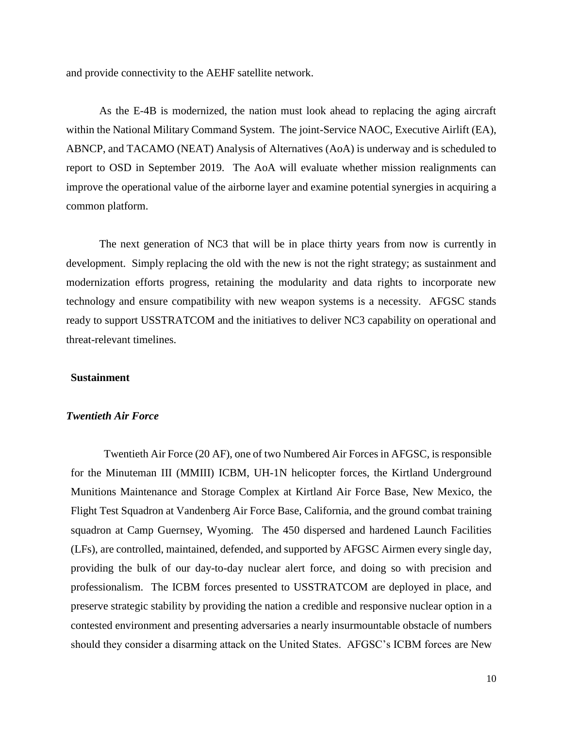and provide connectivity to the AEHF satellite network.

As the E-4B is modernized, the nation must look ahead to replacing the aging aircraft within the National Military Command System. The joint-Service NAOC, Executive Airlift (EA), ABNCP, and TACAMO (NEAT) Analysis of Alternatives (AoA) is underway and is scheduled to report to OSD in September 2019. The AoA will evaluate whether mission realignments can improve the operational value of the airborne layer and examine potential synergies in acquiring a common platform.

The next generation of NC3 that will be in place thirty years from now is currently in development. Simply replacing the old with the new is not the right strategy; as sustainment and modernization efforts progress, retaining the modularity and data rights to incorporate new technology and ensure compatibility with new weapon systems is a necessity. AFGSC stands ready to support USSTRATCOM and the initiatives to deliver NC3 capability on operational and threat-relevant timelines.

## Sustainment

### *Twentieth Air Force*

Twentieth Air Force (20 AF), one of two Numbered Air Forces in AFGSC, is responsible for the Minuteman III (MMIII) ICBM, UH-1N helicopter forces, the Kirtland Underground Munitions Maintenance and Storage Complex at Kirtland Air Force Base, New Mexico, the Flight Test Squadron at Vandenberg Air Force Base, California, and the ground combat training squadron at Camp Guernsey, Wyoming. The 450 dispersed and hardened Launch Facilities (LFs), are controlled, maintained, defended, and supported by AFGSC Airmen every single day, providing the bulk of our day-to-day nuclear alert force, and doing so with precision and professionalism. The ICBM forces presented to USSTRATCOM are deployed in place, and preserve strategic stability by providing the nation a credible and responsive nuclear option in a contested environment and presenting adversaries a nearly insurmountable obstacle of numbers should they consider a disarming attack on the United States. AFGSC's ICBM forces are New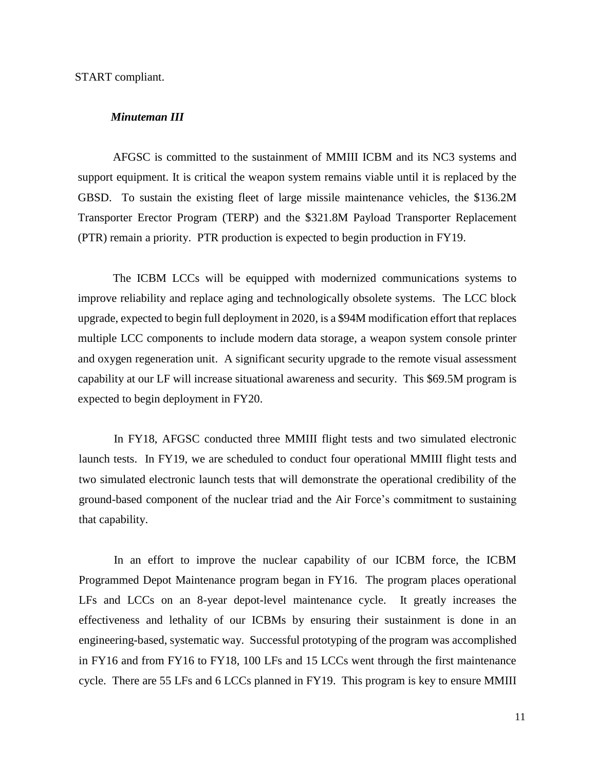START compliant.

***Minuteman III***

AFGSC is committed to the sustainment of MMIII ICBM and its NC3 systems and support equipment. It is critical the weapon system remains viable until it is replaced by the GBSD. To sustain the existing fleet of large missile maintenance vehicles, the $136.2M Transporter Erector Program (TERP) and the $321.8M Payload Transporter Replacement (PTR) remain a priority. PTR production is expected to begin production in FY19.

The ICBM LCCs will be equipped with modernized communications systems to improve reliability and replace aging and technologically obsolete systems. The LCC block upgrade, expected to begin full deployment in 2020, is a $94M modification effort that replaces multiple LCC components to include modern data storage, a weapon system console printer and oxygen regeneration unit. A significant security upgrade to the remote visual assessment capability at our LF will increase situational awareness and security. This $69.5M program is expected to begin deployment in FY20.

In FY18, AFGSC conducted three MMIII flight tests and two simulated electronic launch tests. In FY19, we are scheduled to conduct four operational MMIII flight tests and two simulated electronic launch tests that will demonstrate the operational credibility of the ground-based component of the nuclear triad and the Air Force's commitment to sustaining that capability.

In an effort to improve the nuclear capability of our ICBM force, the ICBM Programmed Depot Maintenance program began in FY16. The program places operational LFs and LCCs on an 8-year depot-level maintenance cycle. It greatly increases the effectiveness and lethality of our ICBMs by ensuring their sustainment is done in an engineering-based, systematic way. Successful prototyping of the program was accomplished in FY16 and from FY16 to FY18, 100 LFs and 15 LCCs went through the first maintenance cycle. There are 55 LFs and 6 LCCs planned in FY19. This program is key to ensure MMIII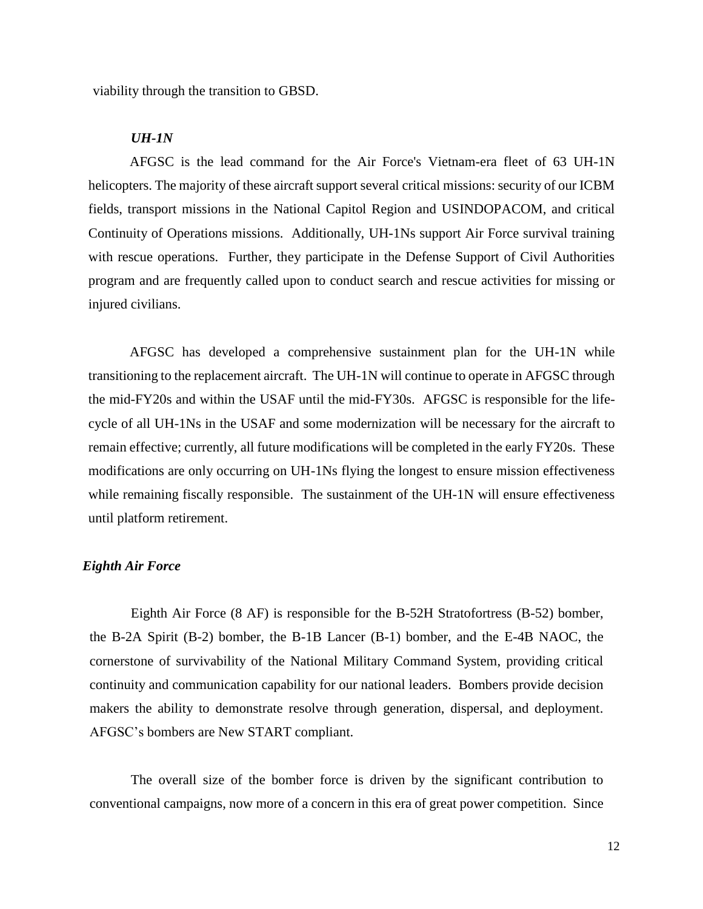viability through the transition to GBSD.

### *UH-1N*

AFGSC is the lead command for the Air Force's Vietnam-era fleet of 63 UH-1N helicopters. The majority of these aircraft support several critical missions: security of our ICBM fields, transport missions in the National Capitol Region and USINDOPACOM, and critical Continuity of Operations missions. Additionally, UH-1Ns support Air Force survival training with rescue operations. Further, they participate in the Defense Support of Civil Authorities program and are frequently called upon to conduct search and rescue activities for missing or injured civilians.

AFGSC has developed a comprehensive sustainment plan for the UH-1N while transitioning to the replacement aircraft. The UH-1N will continue to operate in AFGSC through the mid-FY20s and within the USAF until the mid-FY30s. AFGSC is responsible for the life-cycle of all UH-1Ns in the USAF and some modernization will be necessary for the aircraft to remain effective; currently, all future modifications will be completed in the early FY20s. These modifications are only occurring on UH-1Ns flying the longest to ensure mission effectiveness while remaining fiscally responsible. The sustainment of the UH-1N will ensure effectiveness until platform retirement.

## *Eighth Air Force*

Eighth Air Force (8 AF) is responsible for the B-52H Stratofortress (B-52) bomber, the B-2A Spirit (B-2) bomber, the B-1B Lancer (B-1) bomber, and the E-4B NAOC, the cornerstone of survivability of the National Military Command System, providing critical continuity and communication capability for our national leaders. Bombers provide decision makers the ability to demonstrate resolve through generation, dispersal, and deployment. AFGSC's bombers are New START compliant.

The overall size of the bomber force is driven by the significant contribution to conventional campaigns, now more of a concern in this era of great power competition. Since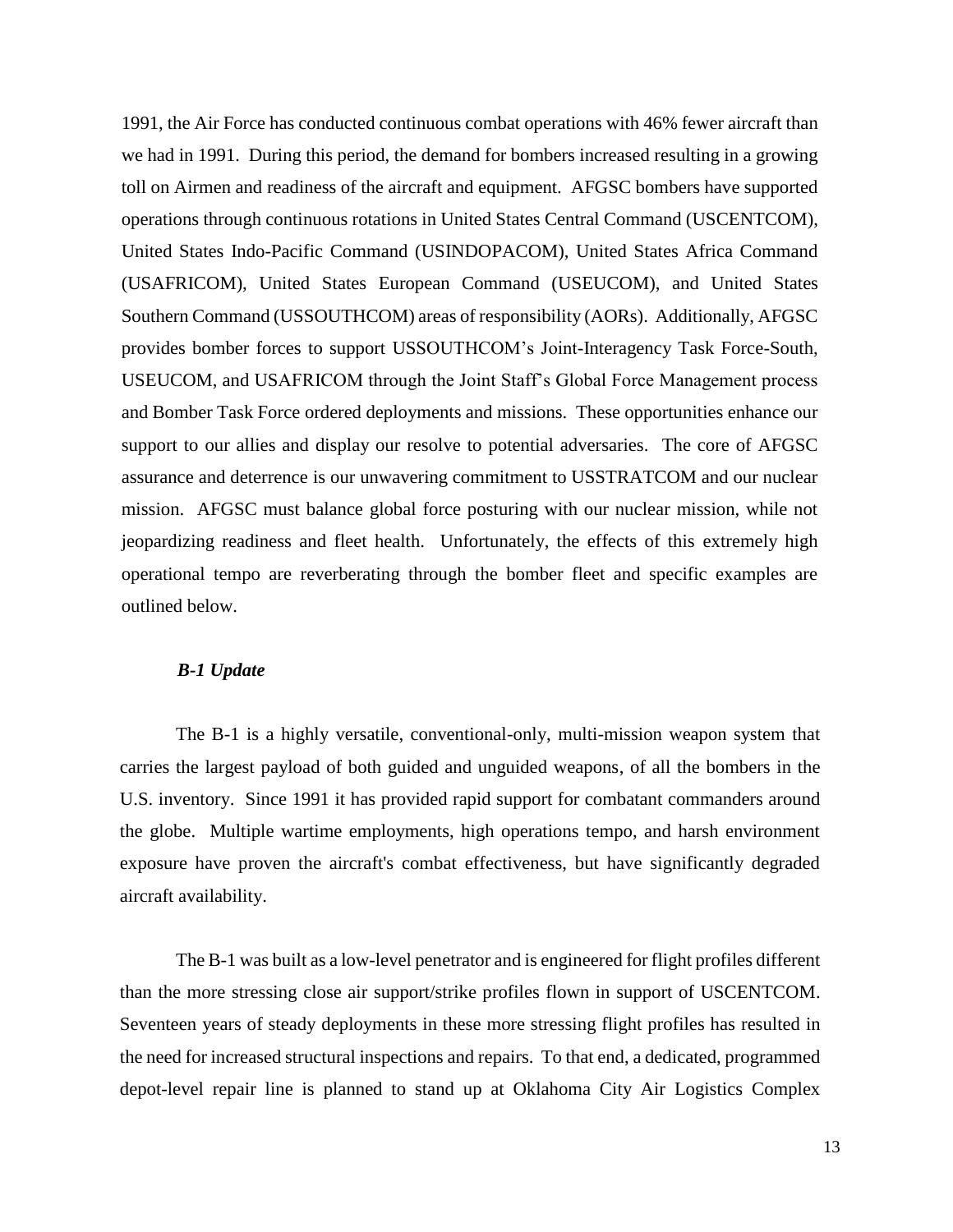1991, the Air Force has conducted continuous combat operations with 46% fewer aircraft than we had in 1991. During this period, the demand for bombers increased resulting in a growing toll on Airmen and readiness of the aircraft and equipment. AFGSC bombers have supported operations through continuous rotations in United States Central Command (USCENTCOM), United States Indo-Pacific Command (USINDOPACOM), United States Africa Command (USAFRICOM), United States European Command (USEUCOM), and United States Southern Command (USSOUTHCOM) areas of responsibility (AORs). Additionally, AFGSC provides bomber forces to support USSOUTHCOM's Joint-Interagency Task Force-South, USEUCOM, and USAFRICOM through the Joint Staff's Global Force Management process and Bomber Task Force ordered deployments and missions. These opportunities enhance our support to our allies and display our resolve to potential adversaries. The core of AFGSC assurance and deterrence is our unwavering commitment to USSTRATCOM and our nuclear mission. AFGSC must balance global force posturing with our nuclear mission, while not jeopardizing readiness and fleet health. Unfortunately, the effects of this extremely high operational tempo are reverberating through the bomber fleet and specific examples are outlined below.

### *B-1 Update*

The B-1 is a highly versatile, conventional-only, multi-mission weapon system that carries the largest payload of both guided and unguided weapons, of all the bombers in the U.S. inventory. Since 1991 it has provided rapid support for combatant commanders around the globe. Multiple wartime employments, high operations tempo, and harsh environment exposure have proven the aircraft's combat effectiveness, but have significantly degraded aircraft availability.

The B-1 was built as a low-level penetrator and is engineered for flight profiles different than the more stressing close air support/strike profiles flown in support of USCENTCOM. Seventeen years of steady deployments in these more stressing flight profiles has resulted in the need for increased structural inspections and repairs. To that end, a dedicated, programmed depot-level repair line is planned to stand up at Oklahoma City Air Logistics Complex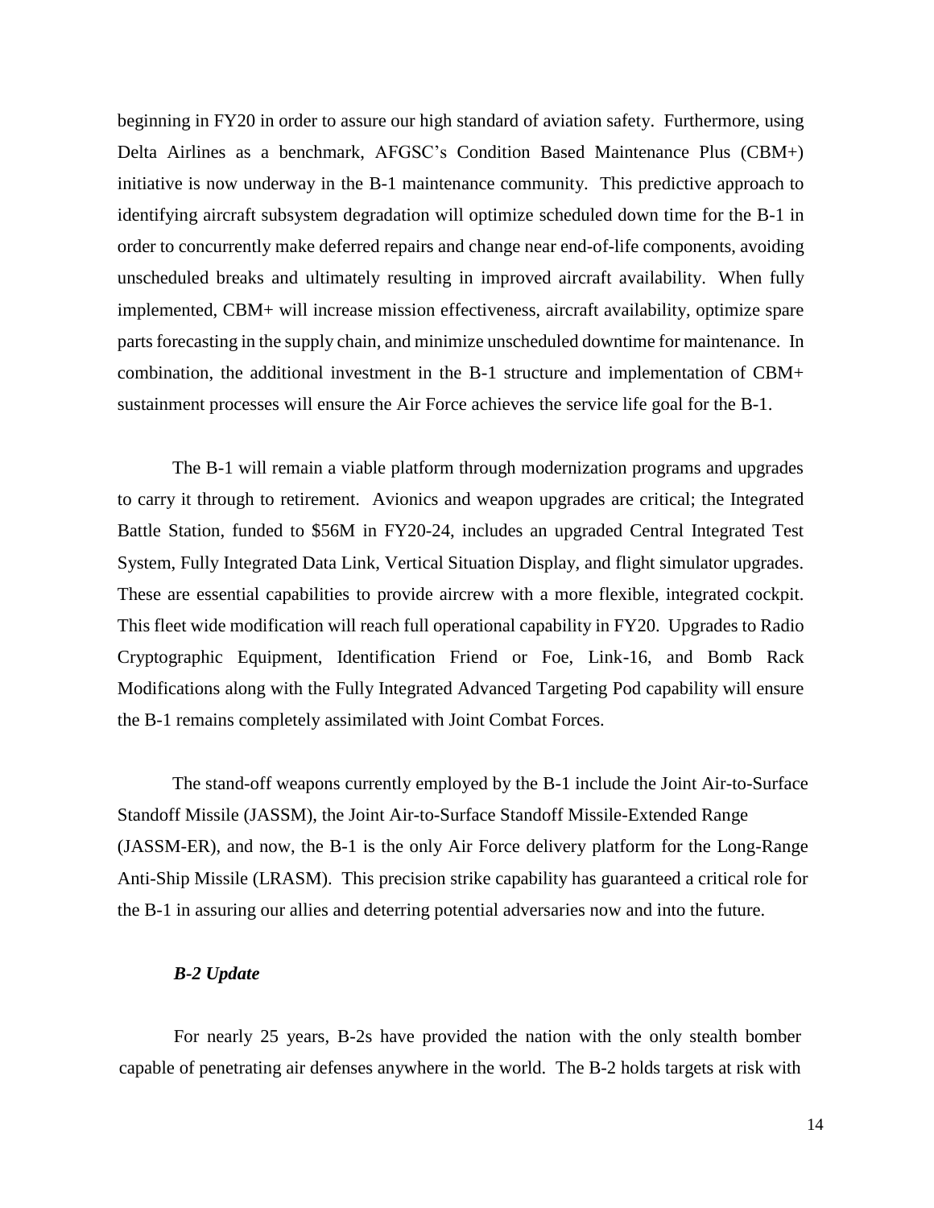beginning in FY20 in order to assure our high standard of aviation safety. Furthermore, using Delta Airlines as a benchmark, AFGSC's Condition Based Maintenance Plus (CBM+) initiative is now underway in the B-1 maintenance community. This predictive approach to identifying aircraft subsystem degradation will optimize scheduled down time for the B-1 in order to concurrently make deferred repairs and change near end-of-life components, avoiding unscheduled breaks and ultimately resulting in improved aircraft availability. When fully implemented, CBM+ will increase mission effectiveness, aircraft availability, optimize spare parts forecasting in the supply chain, and minimize unscheduled downtime for maintenance. In combination, the additional investment in the B-1 structure and implementation of CBM+ sustainment processes will ensure the Air Force achieves the service life goal for the B-1.

The B-1 will remain a viable platform through modernization programs and upgrades to carry it through to retirement. Avionics and weapon upgrades are critical; the Integrated Battle Station, funded to $56M in FY20-24, includes an upgraded Central Integrated Test System, Fully Integrated Data Link, Vertical Situation Display, and flight simulator upgrades. These are essential capabilities to provide aircrew with a more flexible, integrated cockpit. This fleet wide modification will reach full operational capability in FY20. Upgrades to Radio Cryptographic Equipment, Identification Friend or Foe, Link-16, and Bomb Rack Modifications along with the Fully Integrated Advanced Targeting Pod capability will ensure the B-1 remains completely assimilated with Joint Combat Forces.

The stand-off weapons currently employed by the B-1 include the Joint Air-to-Surface Standoff Missile (JASSM), the Joint Air-to-Surface Standoff Missile-Extended Range (JASSM-ER), and now, the B-1 is the only Air Force delivery platform for the Long-Range Anti-Ship Missile (LRASM). This precision strike capability has guaranteed a critical role for the B-1 in assuring our allies and deterring potential adversaries now and into the future.

***B-2 Update***

For nearly 25 years, B-2s have provided the nation with the only stealth bomber capable of penetrating air defenses anywhere in the world. The B-2 holds targets at risk with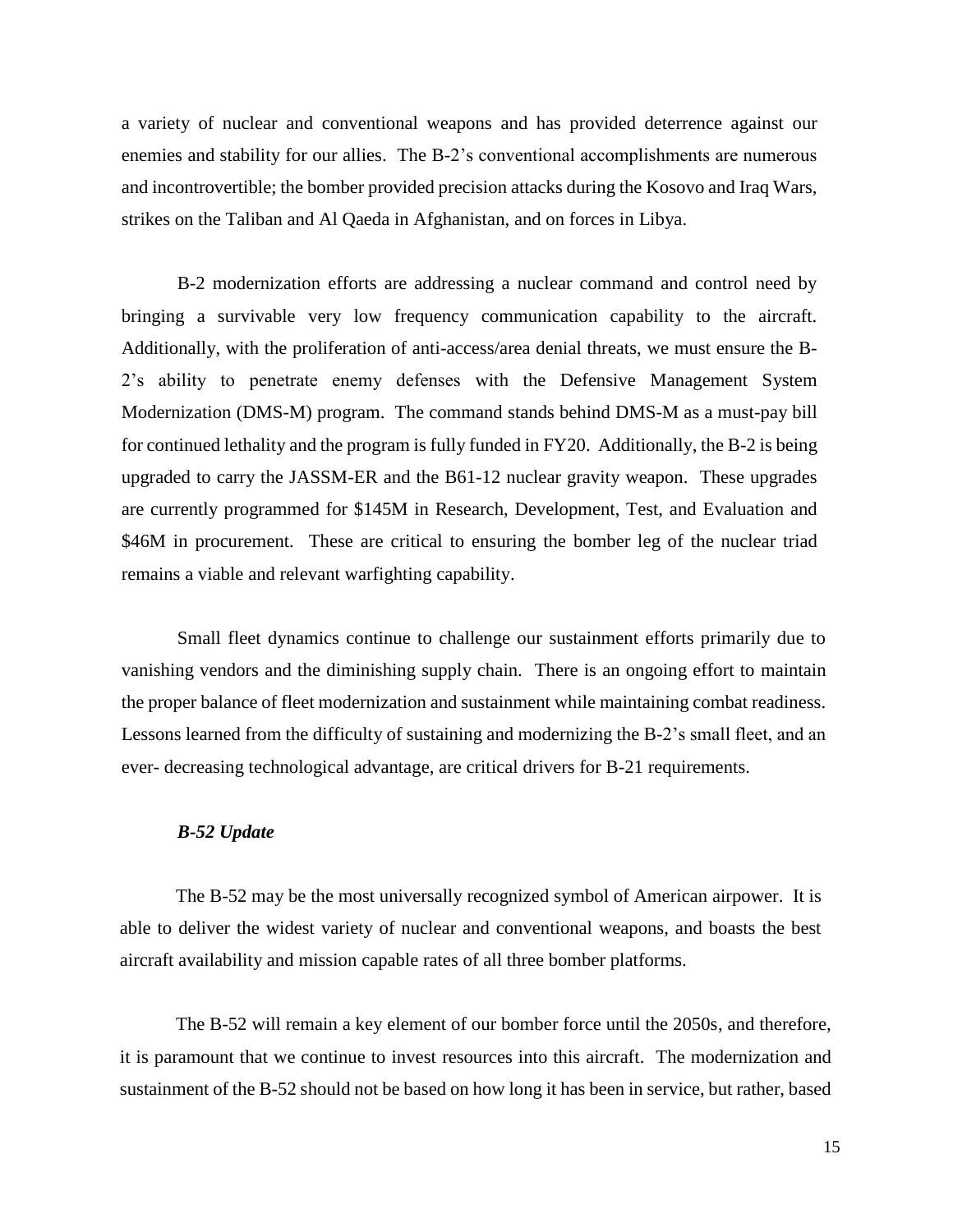a variety of nuclear and conventional weapons and has provided deterrence against our enemies and stability for our allies. The B-2's conventional accomplishments are numerous and incontrovertible; the bomber provided precision attacks during the Kosovo and Iraq Wars, strikes on the Taliban and Al Qaeda in Afghanistan, and on forces in Libya.

B-2 modernization efforts are addressing a nuclear command and control need by bringing a survivable very low frequency communication capability to the aircraft. Additionally, with the proliferation of anti-access/area denial threats, we must ensure the B-2's ability to penetrate enemy defenses with the Defensive Management System Modernization (DMS-M) program. The command stands behind DMS-M as a must-pay bill for continued lethality and the program is fully funded in FY20. Additionally, the B-2 is being upgraded to carry the JASSM-ER and the B61-12 nuclear gravity weapon. These upgrades are currently programmed for $145M in Research, Development, Test, and Evaluation and $46M in procurement. These are critical to ensuring the bomber leg of the nuclear triad remains a viable and relevant warfighting capability.

Small fleet dynamics continue to challenge our sustainment efforts primarily due to vanishing vendors and the diminishing supply chain. There is an ongoing effort to maintain the proper balance of fleet modernization and sustainment while maintaining combat readiness. Lessons learned from the difficulty of sustaining and modernizing the B-2's small fleet, and an ever- decreasing technological advantage, are critical drivers for B-21 requirements.

***B-52 Update***

The B-52 may be the most universally recognized symbol of American airpower. It is able to deliver the widest variety of nuclear and conventional weapons, and boasts the best aircraft availability and mission capable rates of all three bomber platforms.

The B-52 will remain a key element of our bomber force until the 2050s, and therefore, it is paramount that we continue to invest resources into this aircraft. The modernization and sustainment of the B-52 should not be based on how long it has been in service, but rather, based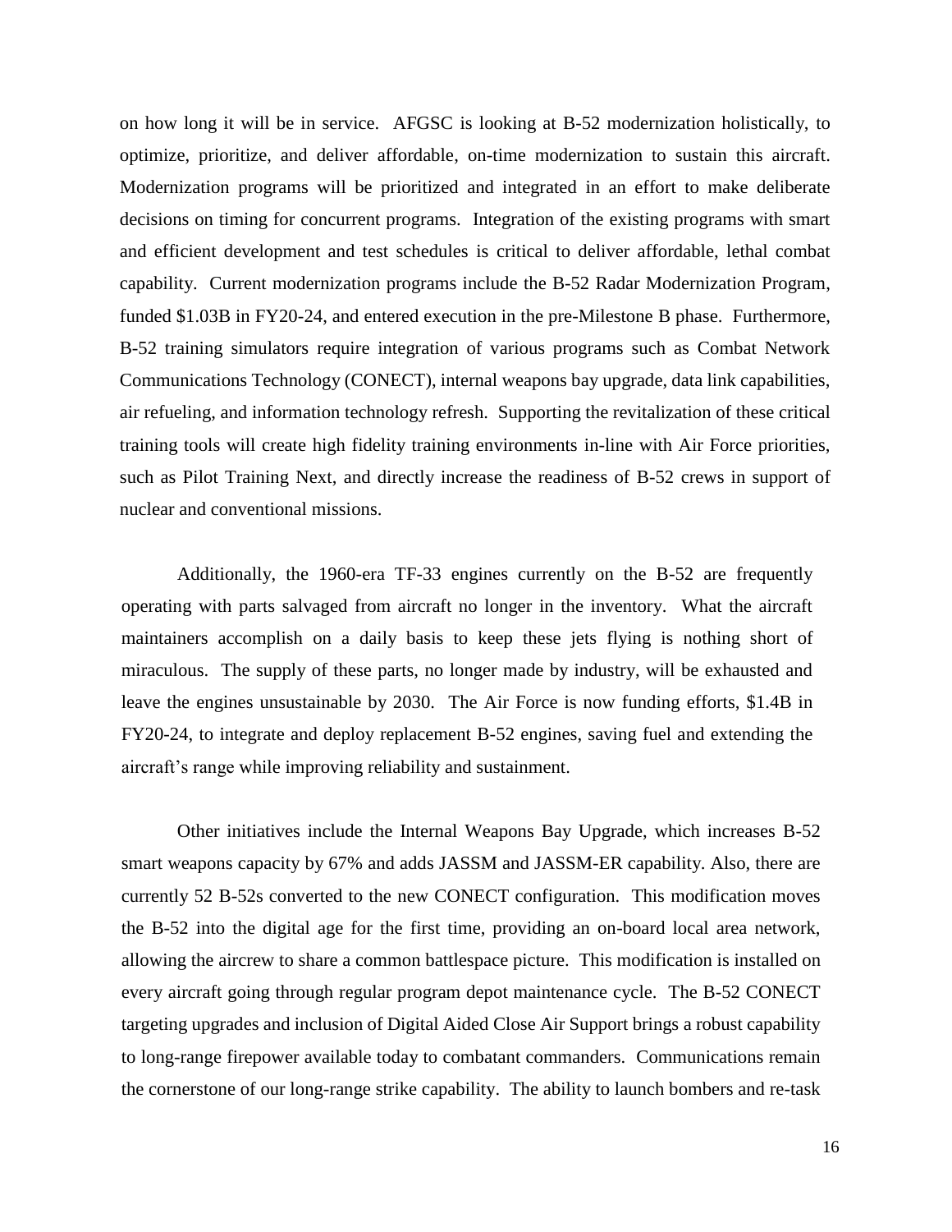on how long it will be in service. AFGSC is looking at B-52 modernization holistically, to optimize, prioritize, and deliver affordable, on-time modernization to sustain this aircraft. Modernization programs will be prioritized and integrated in an effort to make deliberate decisions on timing for concurrent programs. Integration of the existing programs with smart and efficient development and test schedules is critical to deliver affordable, lethal combat capability. Current modernization programs include the B-52 Radar Modernization Program, funded $1.03B in FY20-24, and entered execution in the pre-Milestone B phase. Furthermore, B-52 training simulators require integration of various programs such as Combat Network Communications Technology (CONECT), internal weapons bay upgrade, data link capabilities, air refueling, and information technology refresh. Supporting the revitalization of these critical training tools will create high fidelity training environments in-line with Air Force priorities, such as Pilot Training Next, and directly increase the readiness of B-52 crews in support of nuclear and conventional missions.

Additionally, the 1960-era TF-33 engines currently on the B-52 are frequently operating with parts salvaged from aircraft no longer in the inventory. What the aircraft maintainers accomplish on a daily basis to keep these jets flying is nothing short of miraculous. The supply of these parts, no longer made by industry, will be exhausted and leave the engines unsustainable by 2030. The Air Force is now funding efforts, $1.4B in FY20-24, to integrate and deploy replacement B-52 engines, saving fuel and extending the aircraft's range while improving reliability and sustainment.

Other initiatives include the Internal Weapons Bay Upgrade, which increases B-52 smart weapons capacity by 67% and adds JASSM and JASSM-ER capability. Also, there are currently 52 B-52s converted to the new CONECT configuration. This modification moves the B-52 into the digital age for the first time, providing an on-board local area network, allowing the aircrew to share a common battlespace picture. This modification is installed on every aircraft going through regular program depot maintenance cycle. The B-52 CONECT targeting upgrades and inclusion of Digital Aided Close Air Support brings a robust capability to long-range firepower available today to combatant commanders. Communications remain the cornerstone of our long-range strike capability. The ability to launch bombers and re-task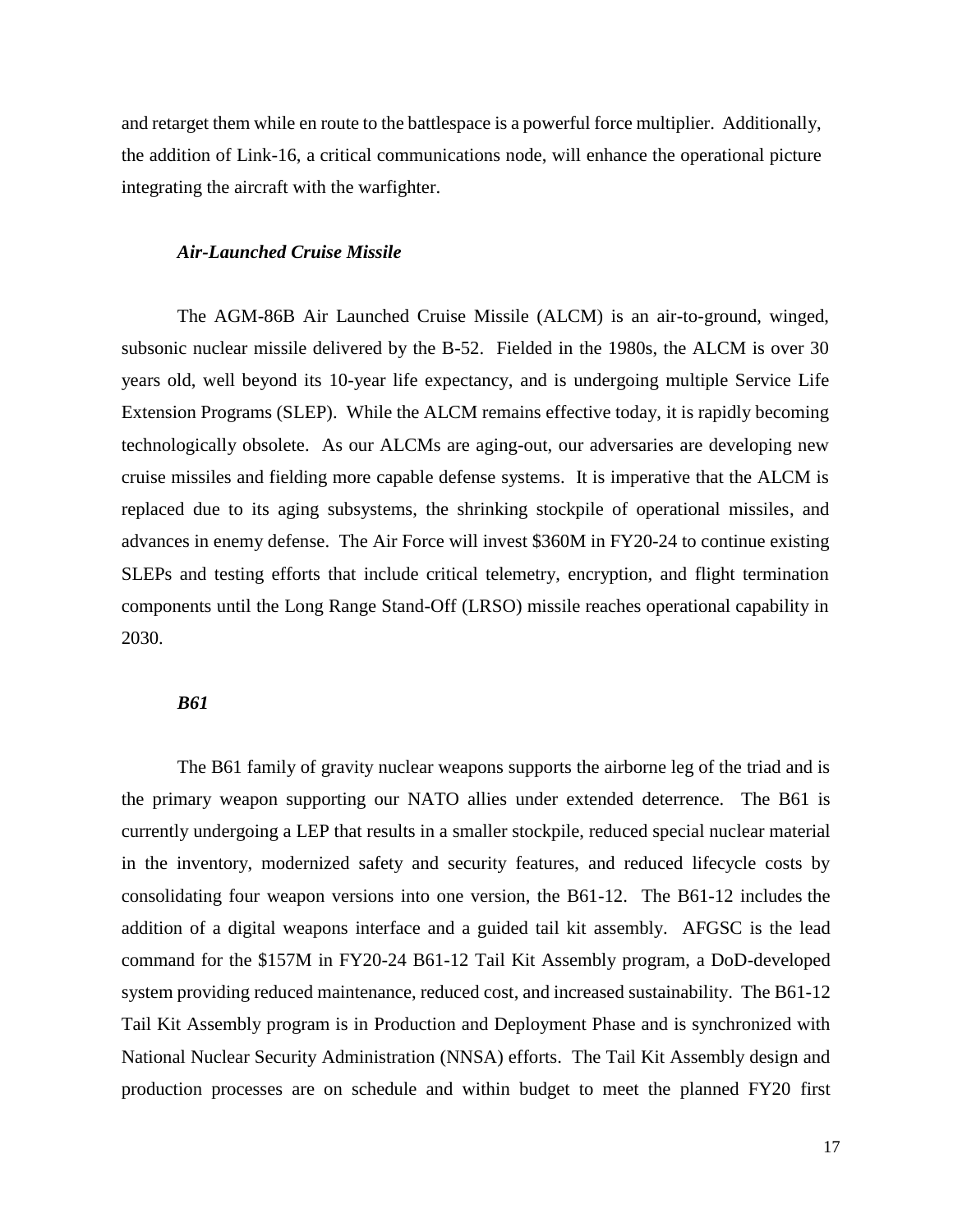and retarget them while en route to the battlespace is a powerful force multiplier. Additionally, the addition of Link-16, a critical communications node, will enhance the operational picture integrating the aircraft with the warfighter.

***Air-Launched Cruise Missile***

The AGM-86B Air Launched Cruise Missile (ALCM) is an air-to-ground, winged, subsonic nuclear missile delivered by the B-52. Fielded in the 1980s, the ALCM is over 30 years old, well beyond its 10-year life expectancy, and is undergoing multiple Service Life Extension Programs (SLEP). While the ALCM remains effective today, it is rapidly becoming technologically obsolete. As our ALCMs are aging-out, our adversaries are developing new cruise missiles and fielding more capable defense systems. It is imperative that the ALCM is replaced due to its aging subsystems, the shrinking stockpile of operational missiles, and advances in enemy defense. The Air Force will invest $360M in FY20-24 to continue existing SLEPs and testing efforts that include critical telemetry, encryption, and flight termination components until the Long Range Stand-Off (LRSO) missile reaches operational capability in 2030.

***B61***

The B61 family of gravity nuclear weapons supports the airborne leg of the triad and is the primary weapon supporting our NATO allies under extended deterrence. The B61 is currently undergoing a LEP that results in a smaller stockpile, reduced special nuclear material in the inventory, modernized safety and security features, and reduced lifecycle costs by consolidating four weapon versions into one version, the B61-12. The B61-12 includes the addition of a digital weapons interface and a guided tail kit assembly. AFGSC is the lead command for the $157M in FY20-24 B61-12 Tail Kit Assembly program, a DoD-developed system providing reduced maintenance, reduced cost, and increased sustainability. The B61-12 Tail Kit Assembly program is in Production and Deployment Phase and is synchronized with National Nuclear Security Administration (NNSA) efforts. The Tail Kit Assembly design and production processes are on schedule and within budget to meet the planned FY20 first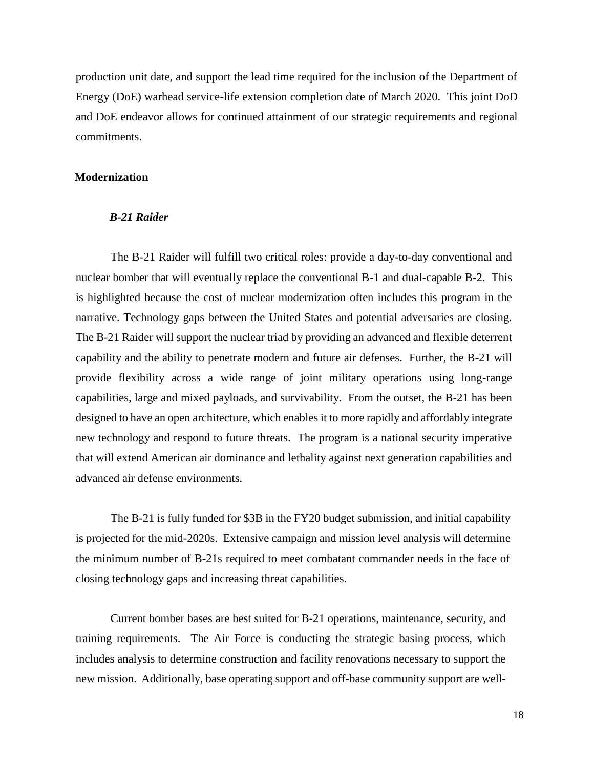production unit date, and support the lead time required for the inclusion of the Department of Energy (DoE) warhead service-life extension completion date of March 2020. This joint DoD and DoE endeavor allows for continued attainment of our strategic requirements and regional commitments.

## Modernization

### *B-21 Raider*

The B-21 Raider will fulfill two critical roles: provide a day-to-day conventional and nuclear bomber that will eventually replace the conventional B-1 and dual-capable B-2. This is highlighted because the cost of nuclear modernization often includes this program in the narrative. Technology gaps between the United States and potential adversaries are closing. The B-21 Raider will support the nuclear triad by providing an advanced and flexible deterrent capability and the ability to penetrate modern and future air defenses. Further, the B-21 will provide flexibility across a wide range of joint military operations using long-range capabilities, large and mixed payloads, and survivability. From the outset, the B-21 has been designed to have an open architecture, which enables it to more rapidly and affordably integrate new technology and respond to future threats. The program is a national security imperative that will extend American air dominance and lethality against next generation capabilities and advanced air defense environments.

The B-21 is fully funded for $3B in the FY20 budget submission, and initial capability is projected for the mid-2020s. Extensive campaign and mission level analysis will determine the minimum number of B-21s required to meet combatant commander needs in the face of closing technology gaps and increasing threat capabilities.

Current bomber bases are best suited for B-21 operations, maintenance, security, and training requirements. The Air Force is conducting the strategic basing process, which includes analysis to determine construction and facility renovations necessary to support the new mission. Additionally, base operating support and off-base community support are well-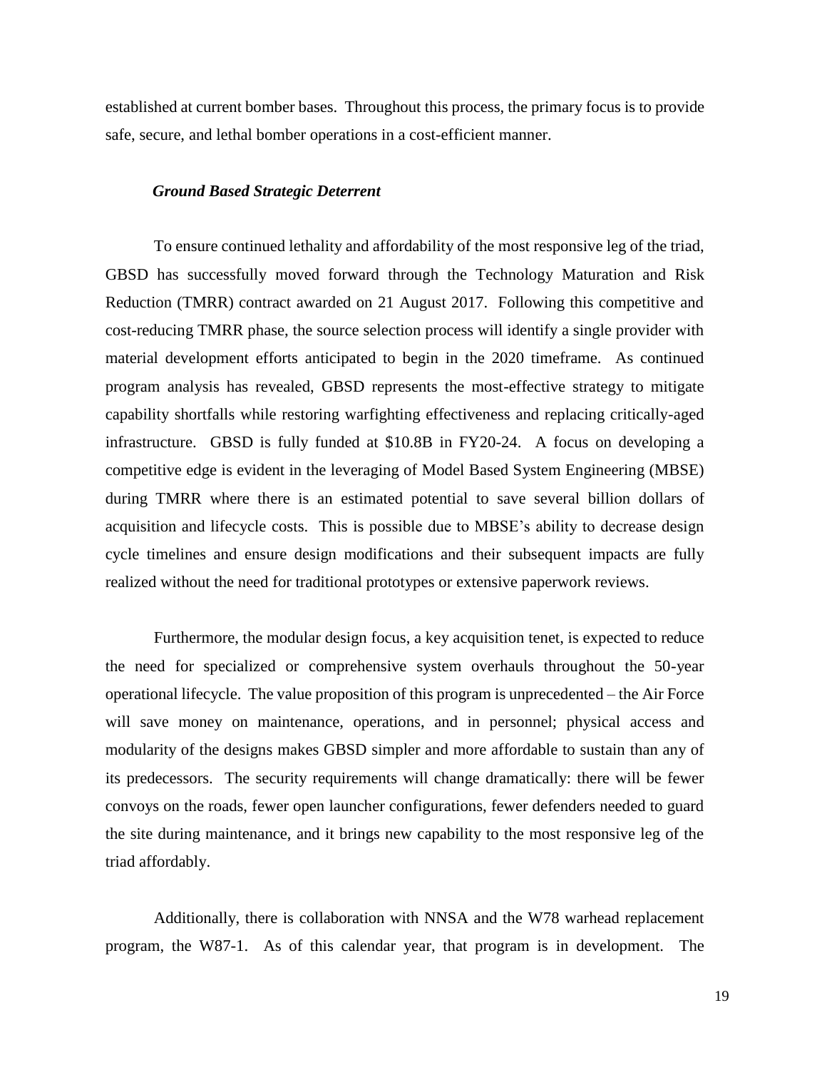established at current bomber bases. Throughout this process, the primary focus is to provide safe, secure, and lethal bomber operations in a cost-efficient manner.

***Ground Based Strategic Deterrent***

To ensure continued lethality and affordability of the most responsive leg of the triad, GBSD has successfully moved forward through the Technology Maturation and Risk Reduction (TMRR) contract awarded on 21 August 2017. Following this competitive and cost-reducing TMRR phase, the source selection process will identify a single provider with material development efforts anticipated to begin in the 2020 timeframe. As continued program analysis has revealed, GBSD represents the most-effective strategy to mitigate capability shortfalls while restoring warfighting effectiveness and replacing critically-aged infrastructure. GBSD is fully funded at $10.8B in FY20-24. A focus on developing a competitive edge is evident in the leveraging of Model Based System Engineering (MBSE) during TMRR where there is an estimated potential to save several billion dollars of acquisition and lifecycle costs. This is possible due to MBSE's ability to decrease design cycle timelines and ensure design modifications and their subsequent impacts are fully realized without the need for traditional prototypes or extensive paperwork reviews.

Furthermore, the modular design focus, a key acquisition tenet, is expected to reduce the need for specialized or comprehensive system overhauls throughout the 50-year operational lifecycle. The value proposition of this program is unprecedented – the Air Force will save money on maintenance, operations, and in personnel; physical access and modularity of the designs makes GBSD simpler and more affordable to sustain than any of its predecessors. The security requirements will change dramatically: there will be fewer convoys on the roads, fewer open launcher configurations, fewer defenders needed to guard the site during maintenance, and it brings new capability to the most responsive leg of the triad affordably.

Additionally, there is collaboration with NNSA and the W78 warhead replacement program, the W87-1. As of this calendar year, that program is in development. The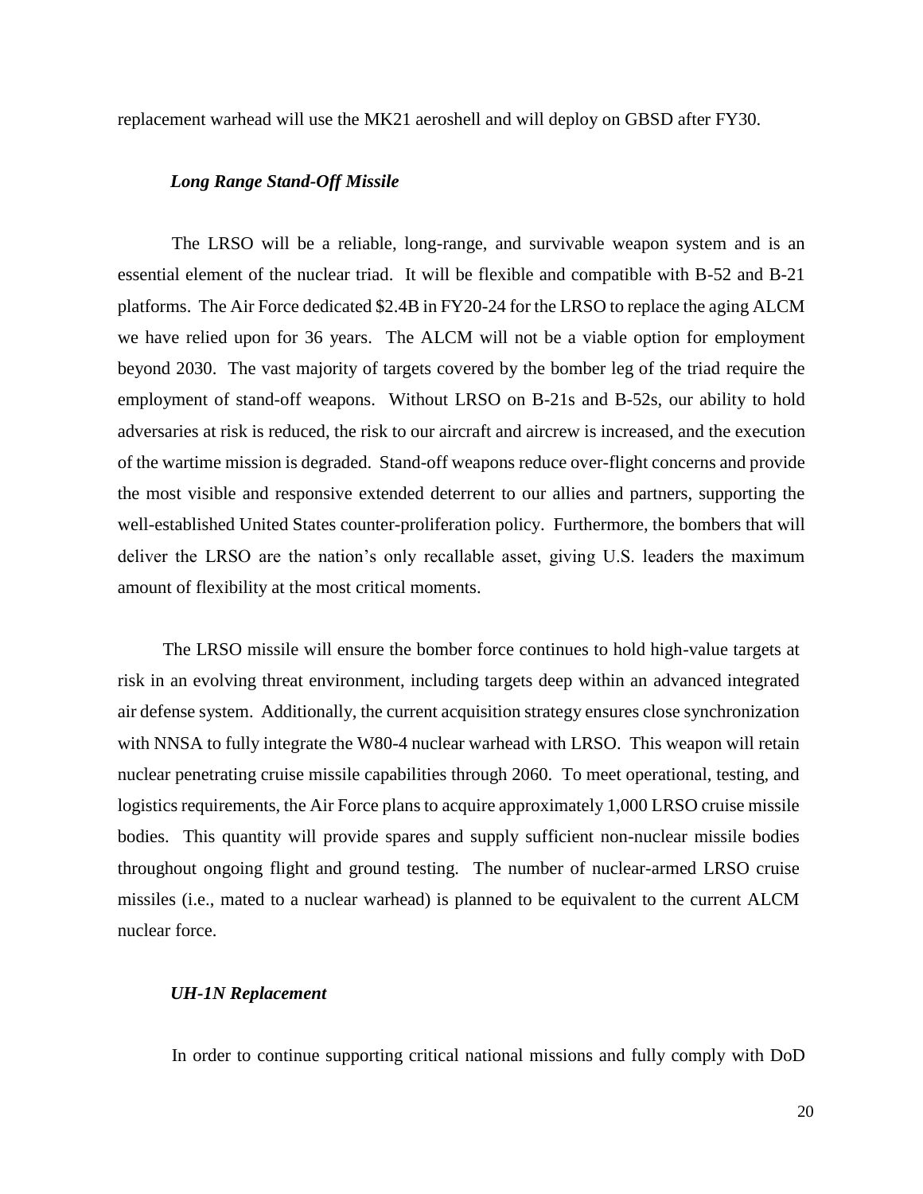replacement warhead will use the MK21 aeroshell and will deploy on GBSD after FY30.

***Long Range Stand-Off Missile***

The LRSO will be a reliable, long-range, and survivable weapon system and is an essential element of the nuclear triad. It will be flexible and compatible with B-52 and B-21 platforms. The Air Force dedicated \$2.4B in FY20-24 for the LRSO to replace the aging ALCM we have relied upon for 36 years. The ALCM will not be a viable option for employment beyond 2030. The vast majority of targets covered by the bomber leg of the triad require the employment of stand-off weapons. Without LRSO on B-21s and B-52s, our ability to hold adversaries at risk is reduced, the risk to our aircraft and aircrew is increased, and the execution of the wartime mission is degraded. Stand-off weapons reduce over-flight concerns and provide the most visible and responsive extended deterrent to our allies and partners, supporting the well-established United States counter-proliferation policy. Furthermore, the bombers that will deliver the LRSO are the nation's only recallable asset, giving U.S. leaders the maximum amount of flexibility at the most critical moments.

The LRSO missile will ensure the bomber force continues to hold high-value targets at risk in an evolving threat environment, including targets deep within an advanced integrated air defense system. Additionally, the current acquisition strategy ensures close synchronization with NNSA to fully integrate the W80-4 nuclear warhead with LRSO. This weapon will retain nuclear penetrating cruise missile capabilities through 2060. To meet operational, testing, and logistics requirements, the Air Force plans to acquire approximately 1,000 LRSO cruise missile bodies. This quantity will provide spares and supply sufficient non-nuclear missile bodies throughout ongoing flight and ground testing. The number of nuclear-armed LRSO cruise missiles (i.e., mated to a nuclear warhead) is planned to be equivalent to the current ALCM nuclear force.

***UH-1N Replacement***

In order to continue supporting critical national missions and fully comply with DoD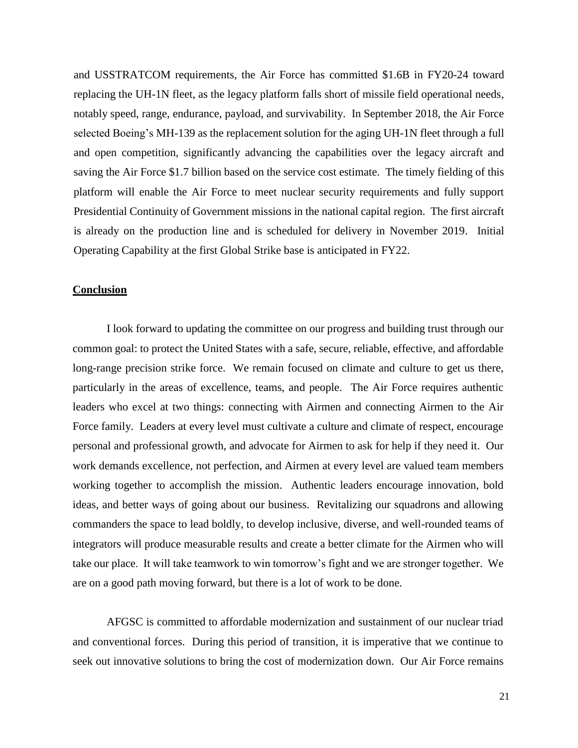and USSTRATCOM requirements, the Air Force has committed $1.6B in FY20-24 toward replacing the UH-1N fleet, as the legacy platform falls short of missile field operational needs, notably speed, range, endurance, payload, and survivability. In September 2018, the Air Force selected Boeing's MH-139 as the replacement solution for the aging UH-1N fleet through a full and open competition, significantly advancing the capabilities over the legacy aircraft and saving the Air Force $1.7 billion based on the service cost estimate. The timely fielding of this platform will enable the Air Force to meet nuclear security requirements and fully support Presidential Continuity of Government missions in the national capital region. The first aircraft is already on the production line and is scheduled for delivery in November 2019. Initial Operating Capability at the first Global Strike base is anticipated in FY22.

## Conclusion

I look forward to updating the committee on our progress and building trust through our common goal: to protect the United States with a safe, secure, reliable, effective, and affordable long-range precision strike force. We remain focused on climate and culture to get us there, particularly in the areas of excellence, teams, and people. The Air Force requires authentic leaders who excel at two things: connecting with Airmen and connecting Airmen to the Air Force family. Leaders at every level must cultivate a culture and climate of respect, encourage personal and professional growth, and advocate for Airmen to ask for help if they need it. Our work demands excellence, not perfection, and Airmen at every level are valued team members working together to accomplish the mission. Authentic leaders encourage innovation, bold ideas, and better ways of going about our business. Revitalizing our squadrons and allowing commanders the space to lead boldly, to develop inclusive, diverse, and well-rounded teams of integrators will produce measurable results and create a better climate for the Airmen who will take our place. It will take teamwork to win tomorrow's fight and we are stronger together. We are on a good path moving forward, but there is a lot of work to be done.

AFGSC is committed to affordable modernization and sustainment of our nuclear triad and conventional forces. During this period of transition, it is imperative that we continue to seek out innovative solutions to bring the cost of modernization down. Our Air Force remains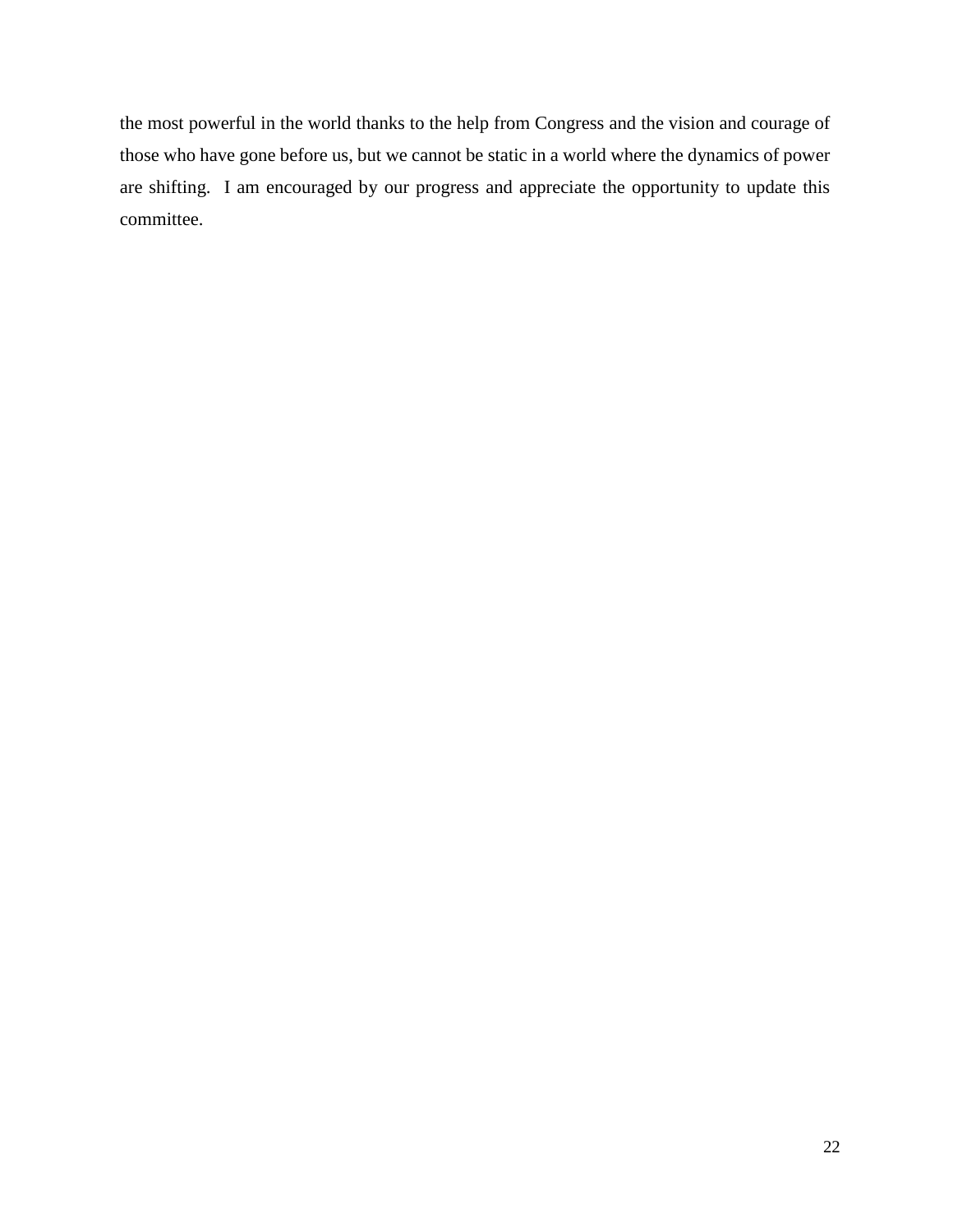the most powerful in the world thanks to the help from Congress and the vision and courage of those who have gone before us, but we cannot be static in a world where the dynamics of power are shifting. I am encouraged by our progress and appreciate the opportunity to update this committee.